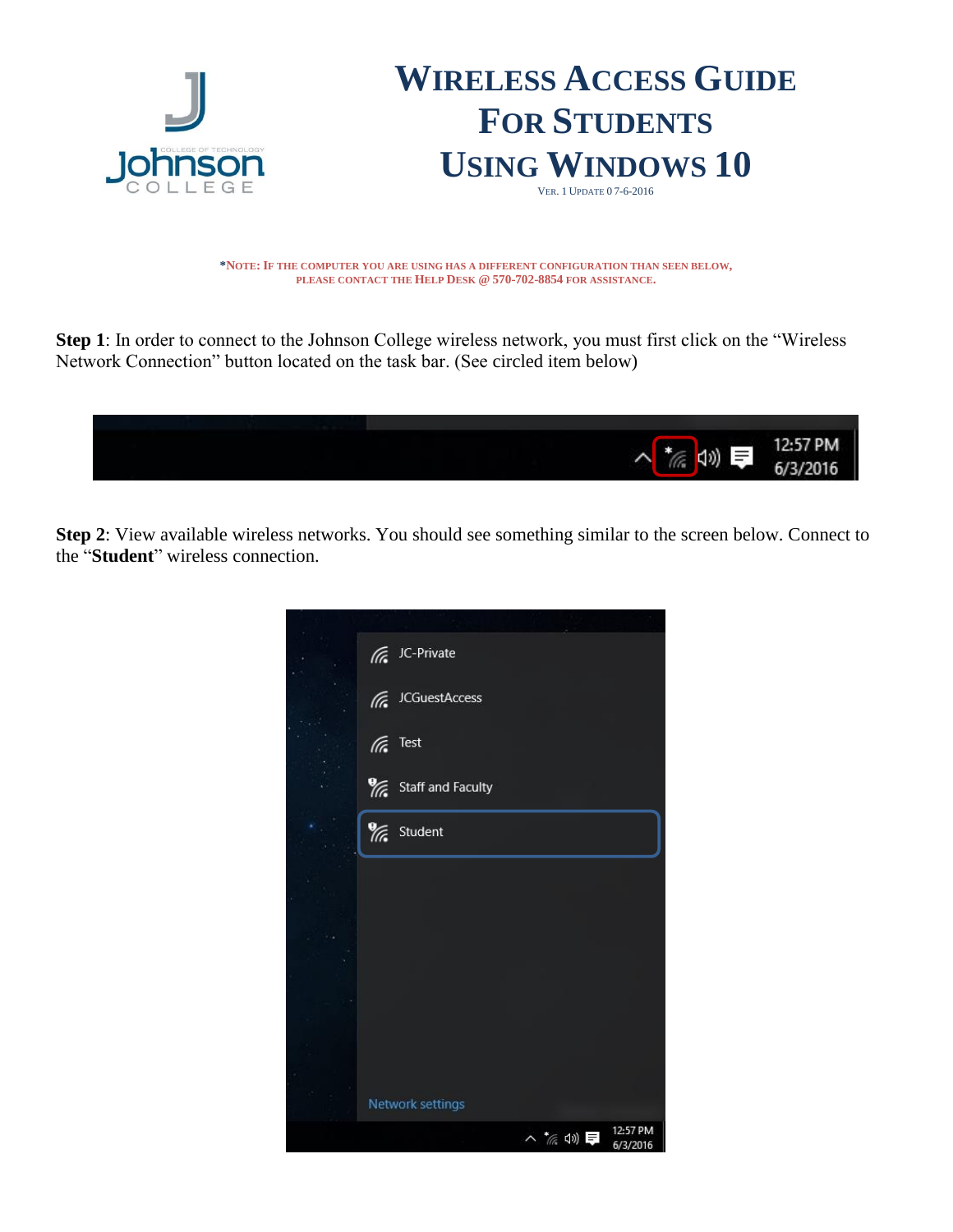# Wireless Access Guide For Students Using Windows 10

Ver. 1 Update 0 7-6-2016

*Note: If the computer you are using has a different configuration than seen below, please contact the Help Desk @ 570-702-8854 for assistance.

**Step 1**: In order to connect to the Johnson College wireless network, you must first click on the "Wireless Network Connection" button located on the task bar. (See circled item below)

**Step 2**: View available wireless networks. You should see something similar to the screen below. Connect to the "**Student**" wireless connection.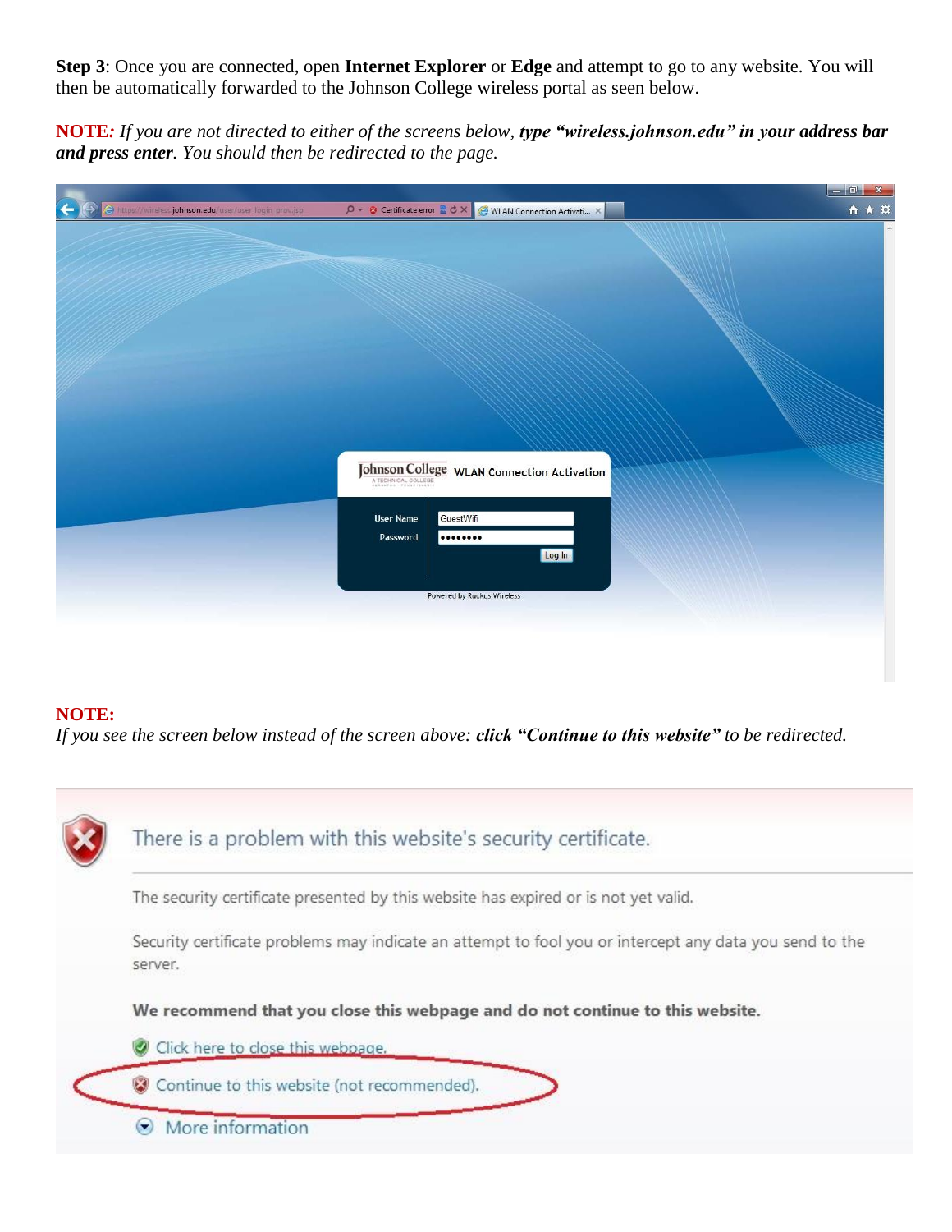**Step 3**: Once you are connected, open **Internet Explorer** or **Edge** and attempt to go to any website. You will then be automatically forwarded to the Johnson College wireless portal as seen below.

**NOTE***: If you are not directed to either of the screens below,* ***type "wireless.johnson.edu" in your address bar and press enter****. You should then be redirected to the page.*

**NOTE:**

*If you see the screen below instead of the screen above:* ***click "Continue to this website"*** *to be redirected.*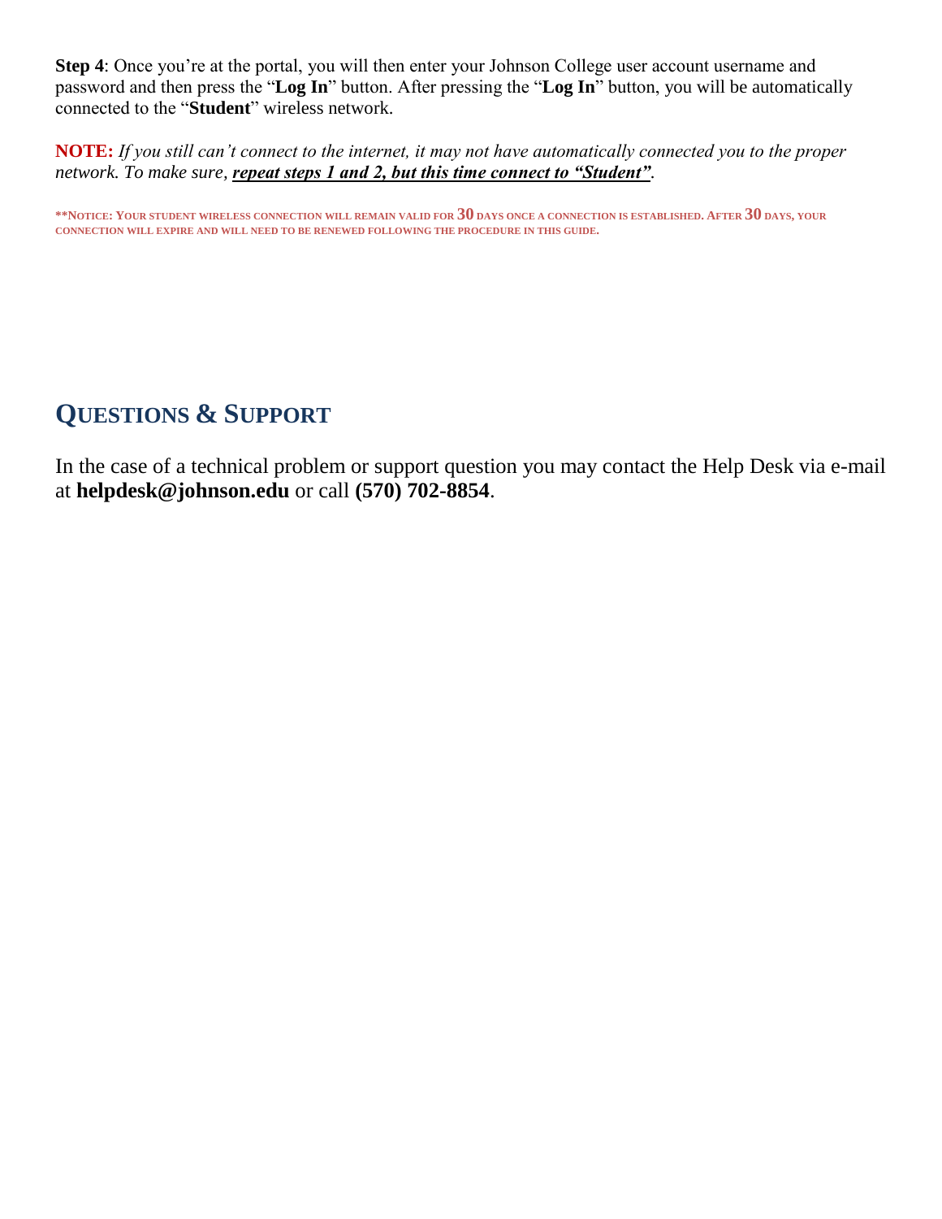**Step 4**: Once you're at the portal, you will then enter your Johnson College user account username and password and then press the "**Log In**" button. After pressing the "**Log In**" button, you will be automatically connected to the "**Student**" wireless network.

**NOTE:** *If you still can't connect to the internet, it may not have automatically connected you to the proper network. To make sure,* ***repeat steps 1 and 2, but this time connect to "Student"****.*

**\*\*NOTICE: YOUR STUDENT WIRELESS CONNECTION WILL REMAIN VALID FOR 30 DAYS ONCE A CONNECTION IS ESTABLISHED. AFTER 30 DAYS, YOUR CONNECTION WILL EXPIRE AND WILL NEED TO BE RENEWED FOLLOWING THE PROCEDURE IN THIS GUIDE.**

## QUESTIONS & SUPPORT

In the case of a technical problem or support question you may contact the Help Desk via e-mail at **helpdesk@johnson.edu** or call **(570) 702-8854**.